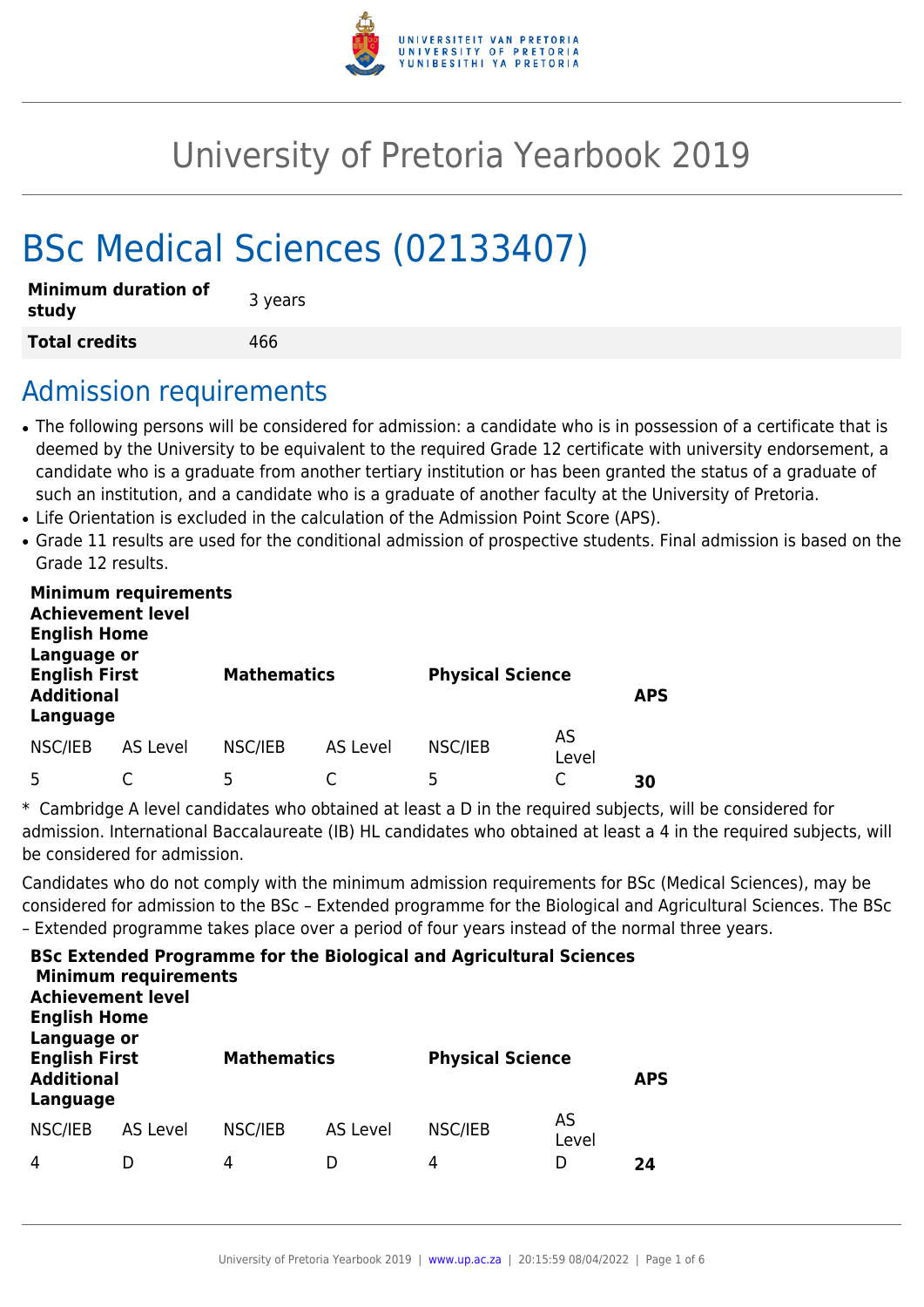# University of Pretoria Yearbook 2019

# BSc Medical Sciences (02133407)

| Minimum duration of study | 3 years |
|---|---|
| **Total credits** | 466 |

## Admission requirements

- The following persons will be considered for admission: a candidate who is in possession of a certificate that is deemed by the University to be equivalent to the required Grade 12 certificate with university endorsement, a candidate who is a graduate from another tertiary institution or has been granted the status of a graduate of such an institution, and a candidate who is a graduate of another faculty at the University of Pretoria.
- Life Orientation is excluded in the calculation of the Admission Point Score (APS).
- Grade 11 results are used for the conditional admission of prospective students. Final admission is based on the Grade 12 results.

| **Minimum requirements Achievement level English Home Language or English First Additional Language** | | **Mathematics** | | **Physical Science** | | **APS** |
|---|---|---|---|---|---|---|
| NSC/IEB | AS Level | NSC/IEB | AS Level | NSC/IEB | AS Level | |
| 5 | C | 5 | C | 5 | C | **30** |

* Cambridge A level candidates who obtained at least a D in the required subjects, will be considered for admission. International Baccalaureate (IB) HL candidates who obtained at least a 4 in the required subjects, will be considered for admission.

Candidates who do not comply with the minimum admission requirements for BSc (Medical Sciences), may be considered for admission to the BSc – Extended programme for the Biological and Agricultural Sciences. The BSc – Extended programme takes place over a period of four years instead of the normal three years.

**BSc Extended Programme for the Biological and Agricultural Sciences**

| **Minimum requirements Achievement level English Home Language or English First Additional Language** | | **Mathematics** | | **Physical Science** | | **APS** |
|---|---|---|---|---|---|---|
| NSC/IEB | AS Level | NSC/IEB | AS Level | NSC/IEB | AS Level | |
| 4 | D | 4 | D | 4 | D | **24** |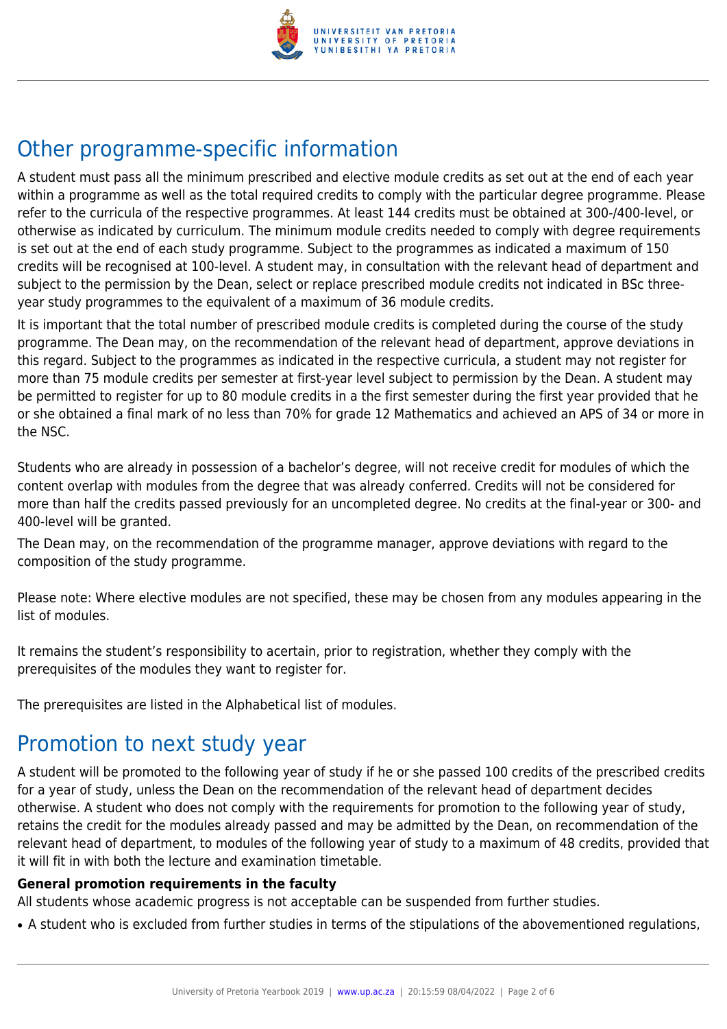## Other programme-specific information

A student must pass all the minimum prescribed and elective module credits as set out at the end of each year within a programme as well as the total required credits to comply with the particular degree programme. Please refer to the curricula of the respective programmes. At least 144 credits must be obtained at 300-/400-level, or otherwise as indicated by curriculum. The minimum module credits needed to comply with degree requirements is set out at the end of each study programme. Subject to the programmes as indicated a maximum of 150 credits will be recognised at 100-level. A student may, in consultation with the relevant head of department and subject to the permission by the Dean, select or replace prescribed module credits not indicated in BSc three-year study programmes to the equivalent of a maximum of 36 module credits.

It is important that the total number of prescribed module credits is completed during the course of the study programme. The Dean may, on the recommendation of the relevant head of department, approve deviations in this regard. Subject to the programmes as indicated in the respective curricula, a student may not register for more than 75 module credits per semester at first-year level subject to permission by the Dean. A student may be permitted to register for up to 80 module credits in a the first semester during the first year provided that he or she obtained a final mark of no less than 70% for grade 12 Mathematics and achieved an APS of 34 or more in the NSC.

Students who are already in possession of a bachelor's degree, will not receive credit for modules of which the content overlap with modules from the degree that was already conferred. Credits will not be considered for more than half the credits passed previously for an uncompleted degree. No credits at the final-year or 300- and 400-level will be granted.

The Dean may, on the recommendation of the programme manager, approve deviations with regard to the composition of the study programme.

Please note: Where elective modules are not specified, these may be chosen from any modules appearing in the list of modules.

It remains the student's responsibility to acertain, prior to registration, whether they comply with the prerequisites of the modules they want to register for.

The prerequisites are listed in the Alphabetical list of modules.

## Promotion to next study year

A student will be promoted to the following year of study if he or she passed 100 credits of the prescribed credits for a year of study, unless the Dean on the recommendation of the relevant head of department decides otherwise. A student who does not comply with the requirements for promotion to the following year of study, retains the credit for the modules already passed and may be admitted by the Dean, on recommendation of the relevant head of department, to modules of the following year of study to a maximum of 48 credits, provided that it will fit in with both the lecture and examination timetable.

**General promotion requirements in the faculty**

All students whose academic progress is not acceptable can be suspended from further studies.

- A student who is excluded from further studies in terms of the stipulations of the abovementioned regulations,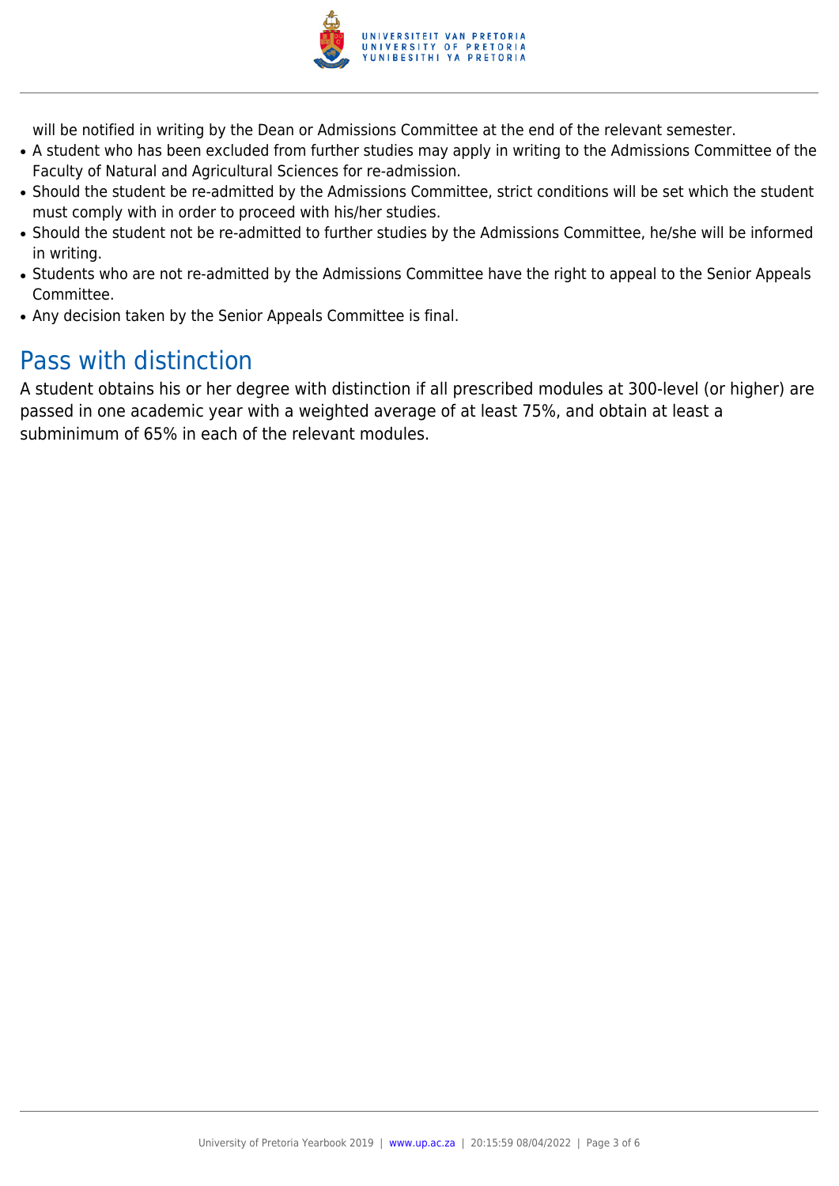will be notified in writing by the Dean or Admissions Committee at the end of the relevant semester.

- A student who has been excluded from further studies may apply in writing to the Admissions Committee of the Faculty of Natural and Agricultural Sciences for re-admission.
- Should the student be re-admitted by the Admissions Committee, strict conditions will be set which the student must comply with in order to proceed with his/her studies.
- Should the student not be re-admitted to further studies by the Admissions Committee, he/she will be informed in writing.
- Students who are not re-admitted by the Admissions Committee have the right to appeal to the Senior Appeals Committee.
- Any decision taken by the Senior Appeals Committee is final.

## Pass with distinction

A student obtains his or her degree with distinction if all prescribed modules at 300-level (or higher) are passed in one academic year with a weighted average of at least 75%, and obtain at least a subminimum of 65% in each of the relevant modules.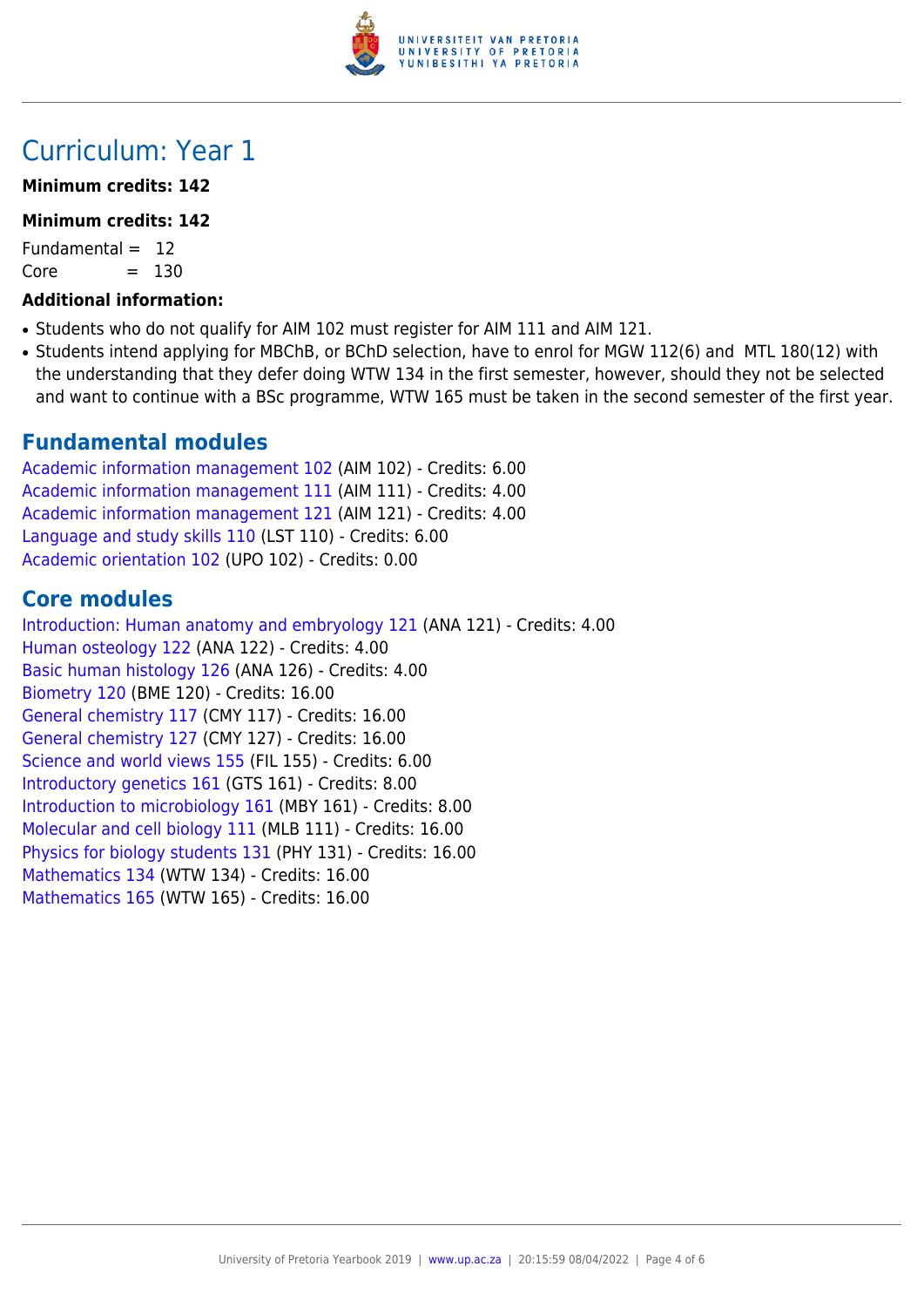# Curriculum: Year 1

**Minimum credits: 142**

**Minimum credits: 142**

Fundamental = 12
Core = 130

**Additional information:**

- Students who do not qualify for AIM 102 must register for AIM 111 and AIM 121.
- Students intend applying for MBChB, or BChD selection, have to enrol for MGW 112(6) and MTL 180(12) with the understanding that they defer doing WTW 134 in the first semester, however, should they not be selected and want to continue with a BSc programme, WTW 165 must be taken in the second semester of the first year.

## Fundamental modules

Academic information management 102 (AIM 102) - Credits: 6.00
Academic information management 111 (AIM 111) - Credits: 4.00
Academic information management 121 (AIM 121) - Credits: 4.00
Language and study skills 110 (LST 110) - Credits: 6.00
Academic orientation 102 (UPO 102) - Credits: 0.00

## Core modules

Introduction: Human anatomy and embryology 121 (ANA 121) - Credits: 4.00
Human osteology 122 (ANA 122) - Credits: 4.00
Basic human histology 126 (ANA 126) - Credits: 4.00
Biometry 120 (BME 120) - Credits: 16.00
General chemistry 117 (CMY 117) - Credits: 16.00
General chemistry 127 (CMY 127) - Credits: 16.00
Science and world views 155 (FIL 155) - Credits: 6.00
Introductory genetics 161 (GTS 161) - Credits: 8.00
Introduction to microbiology 161 (MBY 161) - Credits: 8.00
Molecular and cell biology 111 (MLB 111) - Credits: 16.00
Physics for biology students 131 (PHY 131) - Credits: 16.00
Mathematics 134 (WTW 134) - Credits: 16.00
Mathematics 165 (WTW 165) - Credits: 16.00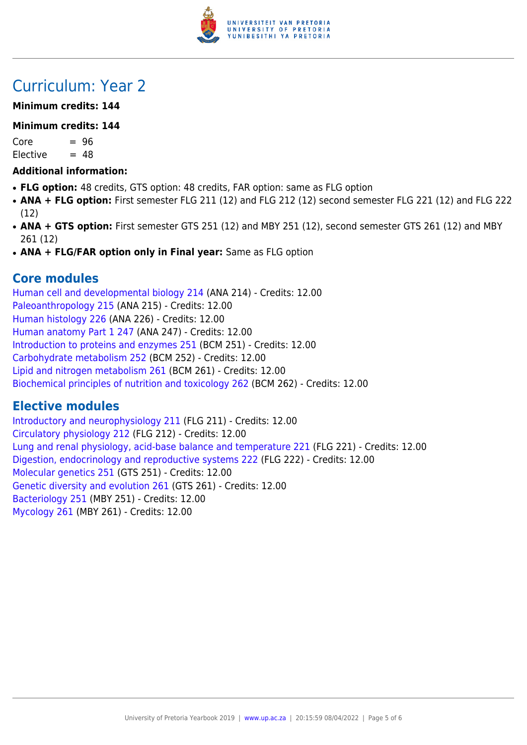# Curriculum: Year 2

**Minimum credits: 144**

**Minimum credits: 144**

Core = 96
Elective = 48

**Additional information:**

- **FLG option:** 48 credits, GTS option: 48 credits, FAR option: same as FLG option
- **ANA + FLG option:** First semester FLG 211 (12) and FLG 212 (12) second semester FLG 221 (12) and FLG 222 (12)
- **ANA + GTS option:** First semester GTS 251 (12) and MBY 251 (12), second semester GTS 261 (12) and MBY 261 (12)
- **ANA + FLG/FAR option only in Final year:** Same as FLG option

## Core modules

Human cell and developmental biology 214 (ANA 214) - Credits: 12.00
Paleoanthropology 215 (ANA 215) - Credits: 12.00
Human histology 226 (ANA 226) - Credits: 12.00
Human anatomy Part 1 247 (ANA 247) - Credits: 12.00
Introduction to proteins and enzymes 251 (BCM 251) - Credits: 12.00
Carbohydrate metabolism 252 (BCM 252) - Credits: 12.00
Lipid and nitrogen metabolism 261 (BCM 261) - Credits: 12.00
Biochemical principles of nutrition and toxicology 262 (BCM 262) - Credits: 12.00

## Elective modules

Introductory and neurophysiology 211 (FLG 211) - Credits: 12.00
Circulatory physiology 212 (FLG 212) - Credits: 12.00
Lung and renal physiology, acid-base balance and temperature 221 (FLG 221) - Credits: 12.00
Digestion, endocrinology and reproductive systems 222 (FLG 222) - Credits: 12.00
Molecular genetics 251 (GTS 251) - Credits: 12.00
Genetic diversity and evolution 261 (GTS 261) - Credits: 12.00
Bacteriology 251 (MBY 251) - Credits: 12.00
Mycology 261 (MBY 261) - Credits: 12.00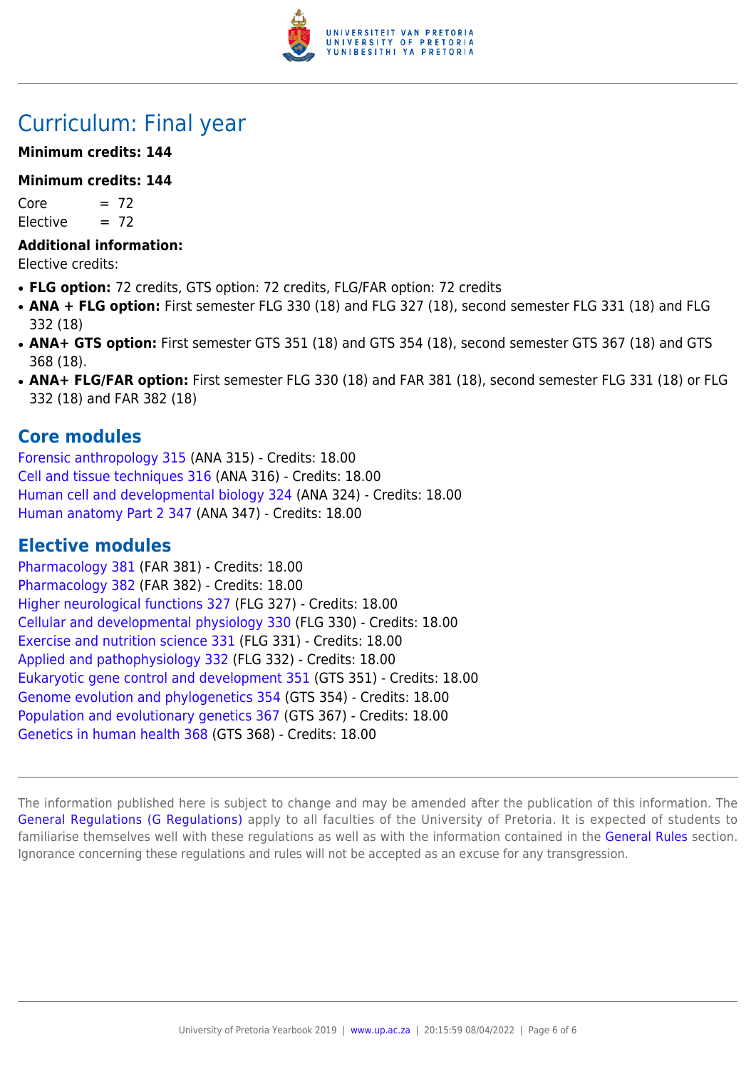# Curriculum: Final year

**Minimum credits: 144**

**Minimum credits: 144**

Core = 72
Elective = 72

**Additional information:**

Elective credits:

- **FLG option:** 72 credits, GTS option: 72 credits, FLG/FAR option: 72 credits
- **ANA + FLG option:** First semester FLG 330 (18) and FLG 327 (18), second semester FLG 331 (18) and FLG 332 (18)
- **ANA+ GTS option:** First semester GTS 351 (18) and GTS 354 (18), second semester GTS 367 (18) and GTS 368 (18).
- **ANA+ FLG/FAR option:** First semester FLG 330 (18) and FAR 381 (18), second semester FLG 331 (18) or FLG 332 (18) and FAR 382 (18)

## Core modules

Forensic anthropology 315 (ANA 315) - Credits: 18.00
Cell and tissue techniques 316 (ANA 316) - Credits: 18.00
Human cell and developmental biology 324 (ANA 324) - Credits: 18.00
Human anatomy Part 2 347 (ANA 347) - Credits: 18.00

## Elective modules

Pharmacology 381 (FAR 381) - Credits: 18.00
Pharmacology 382 (FAR 382) - Credits: 18.00
Higher neurological functions 327 (FLG 327) - Credits: 18.00
Cellular and developmental physiology 330 (FLG 330) - Credits: 18.00
Exercise and nutrition science 331 (FLG 331) - Credits: 18.00
Applied and pathophysiology 332 (FLG 332) - Credits: 18.00
Eukaryotic gene control and development 351 (GTS 351) - Credits: 18.00
Genome evolution and phylogenetics 354 (GTS 354) - Credits: 18.00
Population and evolutionary genetics 367 (GTS 367) - Credits: 18.00
Genetics in human health 368 (GTS 368) - Credits: 18.00

The information published here is subject to change and may be amended after the publication of this information. The General Regulations (G Regulations) apply to all faculties of the University of Pretoria. It is expected of students to familiarise themselves well with these regulations as well as with the information contained in the General Rules section. Ignorance concerning these regulations and rules will not be accepted as an excuse for any transgression.